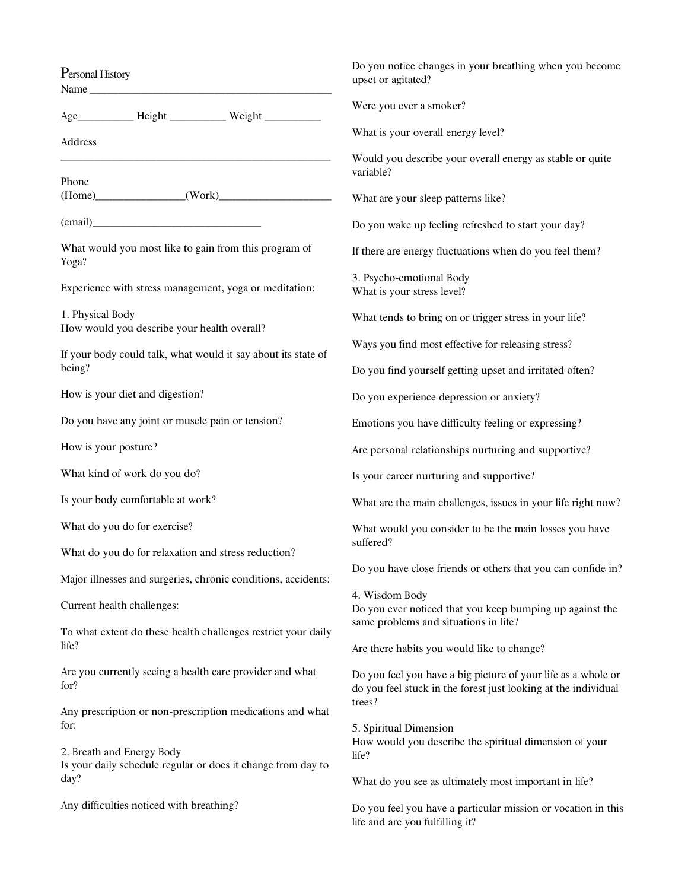# Personal History

Name ___________________________________________

Age__________ Height __________ Weight __________

Address

__________________________________________________

Phone

(Home)________________(Work)____________________

(email)______________________________

What would you most like to gain from this program of Yoga?

Experience with stress management, yoga or meditation:

## 1. Physical Body

How would you describe your health overall?

If your body could talk, what would it say about its state of being?

How is your diet and digestion?

Do you have any joint or muscle pain or tension?

How is your posture?

What kind of work do you do?

Is your body comfortable at work?

What do you do for exercise?

What do you do for relaxation and stress reduction?

Major illnesses and surgeries, chronic conditions, accidents:

Current health challenges:

To what extent do these health challenges restrict your daily life?

Are you currently seeing a health care provider and what for?

Any prescription or non-prescription medications and what for:

## 2. Breath and Energy Body

Is your daily schedule regular or does it change from day to day?

Any difficulties noticed with breathing?

Do you notice changes in your breathing when you become upset or agitated?

Were you ever a smoker?

What is your overall energy level?

Would you describe your overall energy as stable or quite variable?

What are your sleep patterns like?

Do you wake up feeling refreshed to start your day?

If there are energy fluctuations when do you feel them?

## 3. Psycho-emotional Body

What is your stress level?

What tends to bring on or trigger stress in your life?

Ways you find most effective for releasing stress?

Do you find yourself getting upset and irritated often?

Do you experience depression or anxiety?

Emotions you have difficulty feeling or expressing?

Are personal relationships nurturing and supportive?

Is your career nurturing and supportive?

What are the main challenges, issues in your life right now?

What would you consider to be the main losses you have suffered?

Do you have close friends or others that you can confide in?

## 4. Wisdom Body

Do you ever noticed that you keep bumping up against the same problems and situations in life?

Are there habits you would like to change?

Do you feel you have a big picture of your life as a whole or do you feel stuck in the forest just looking at the individual trees?

## 5. Spiritual Dimension

How would you describe the spiritual dimension of your life?

What do you see as ultimately most important in life?

Do you feel you have a particular mission or vocation in this life and are you fulfilling it?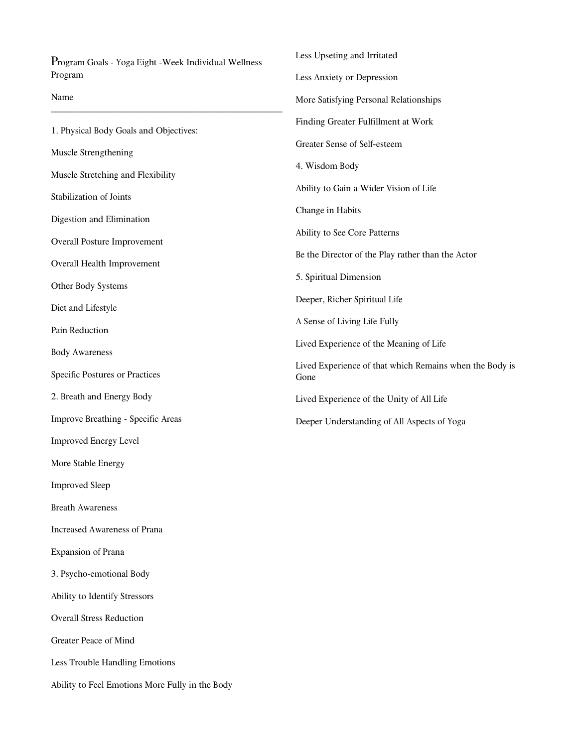Program Goals - Yoga Eight -Week Individual Wellness Program

Name ___________________________________________________

1. Physical Body Goals and Objectives:

Muscle Strengthening

Muscle Stretching and Flexibility

Stabilization of Joints

Digestion and Elimination

Overall Posture Improvement

Overall Health Improvement

Other Body Systems

Diet and Lifestyle

Pain Reduction

Body Awareness

Specific Postures or Practices

2. Breath and Energy Body

Improve Breathing - Specific Areas

Improved Energy Level

More Stable Energy

Improved Sleep

Breath Awareness

Increased Awareness of Prana

Expansion of Prana

3. Psycho-emotional Body

Ability to Identify Stressors

Overall Stress Reduction

Greater Peace of Mind

Less Trouble Handling Emotions

Ability to Feel Emotions More Fully in the Body

Less Upseting and Irritated

Less Anxiety or Depression

More Satisfying Personal Relationships

Finding Greater Fulfillment at Work

Greater Sense of Self-esteem

4. Wisdom Body

Ability to Gain a Wider Vision of Life

Change in Habits

Ability to See Core Patterns

Be the Director of the Play rather than the Actor

5. Spiritual Dimension

Deeper, Richer Spiritual Life

A Sense of Living Life Fully

Lived Experience of the Meaning of Life

Lived Experience of that which Remains when the Body is Gone

Lived Experience of the Unity of All Life

Deeper Understanding of All Aspects of Yoga